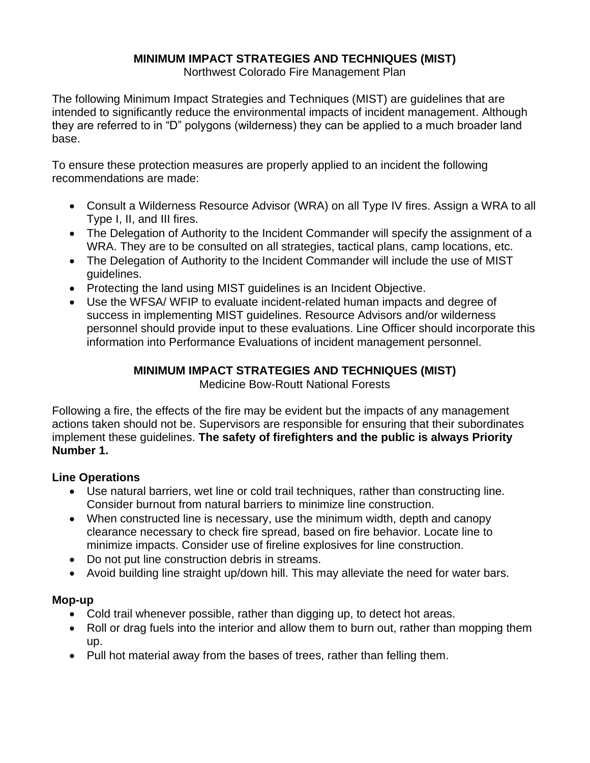# MINIMUM IMPACT STRATEGIES AND TECHNIQUES (MIST)

Northwest Colorado Fire Management Plan

The following Minimum Impact Strategies and Techniques (MIST) are guidelines that are intended to significantly reduce the environmental impacts of incident management. Although they are referred to in "D" polygons (wilderness) they can be applied to a much broader land base.

To ensure these protection measures are properly applied to an incident the following recommendations are made:

- Consult a Wilderness Resource Advisor (WRA) on all Type IV fires. Assign a WRA to all Type I, II, and III fires.
- The Delegation of Authority to the Incident Commander will specify the assignment of a WRA. They are to be consulted on all strategies, tactical plans, camp locations, etc.
- The Delegation of Authority to the Incident Commander will include the use of MIST guidelines.
- Protecting the land using MIST guidelines is an Incident Objective.
- Use the WFSA/ WFIP to evaluate incident-related human impacts and degree of success in implementing MIST guidelines. Resource Advisors and/or wilderness personnel should provide input to these evaluations. Line Officer should incorporate this information into Performance Evaluations of incident management personnel.

# MINIMUM IMPACT STRATEGIES AND TECHNIQUES (MIST)

Medicine Bow-Routt National Forests

Following a fire, the effects of the fire may be evident but the impacts of any management actions taken should not be. Supervisors are responsible for ensuring that their subordinates implement these guidelines. **The safety of firefighters and the public is always Priority Number 1.**

## Line Operations

- Use natural barriers, wet line or cold trail techniques, rather than constructing line. Consider burnout from natural barriers to minimize line construction.
- When constructed line is necessary, use the minimum width, depth and canopy clearance necessary to check fire spread, based on fire behavior. Locate line to minimize impacts. Consider use of fireline explosives for line construction.
- Do not put line construction debris in streams.
- Avoid building line straight up/down hill. This may alleviate the need for water bars.

## Mop-up

- Cold trail whenever possible, rather than digging up, to detect hot areas.
- Roll or drag fuels into the interior and allow them to burn out, rather than mopping them up.
- Pull hot material away from the bases of trees, rather than felling them.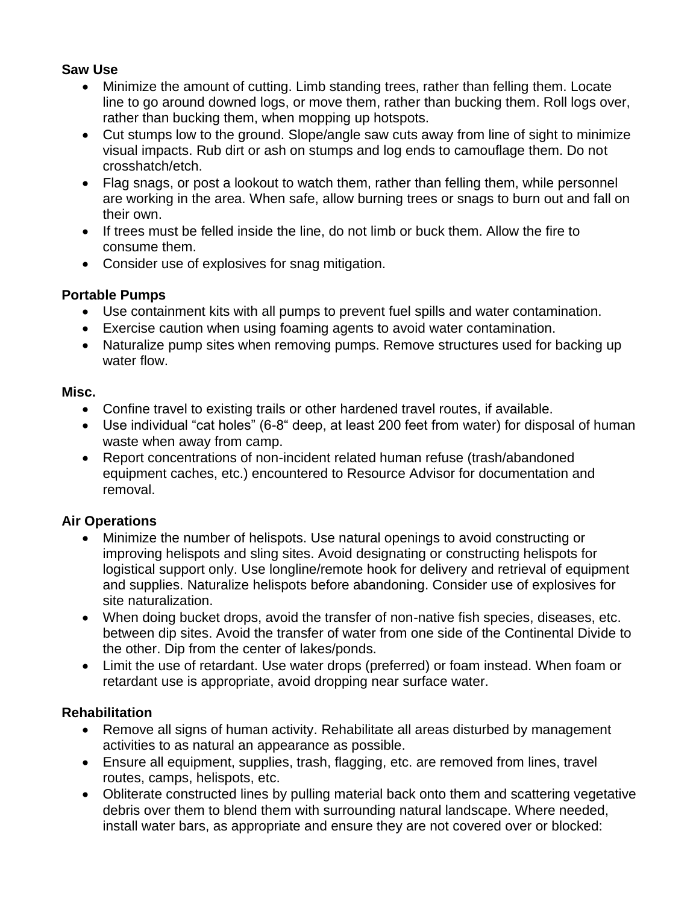**Saw Use**

- Minimize the amount of cutting. Limb standing trees, rather than felling them. Locate line to go around downed logs, or move them, rather than bucking them. Roll logs over, rather than bucking them, when mopping up hotspots.
- Cut stumps low to the ground. Slope/angle saw cuts away from line of sight to minimize visual impacts. Rub dirt or ash on stumps and log ends to camouflage them. Do not crosshatch/etch.
- Flag snags, or post a lookout to watch them, rather than felling them, while personnel are working in the area. When safe, allow burning trees or snags to burn out and fall on their own.
- If trees must be felled inside the line, do not limb or buck them. Allow the fire to consume them.
- Consider use of explosives for snag mitigation.

**Portable Pumps**

- Use containment kits with all pumps to prevent fuel spills and water contamination.
- Exercise caution when using foaming agents to avoid water contamination.
- Naturalize pump sites when removing pumps. Remove structures used for backing up water flow.

**Misc.**

- Confine travel to existing trails or other hardened travel routes, if available.
- Use individual "cat holes" (6-8" deep, at least 200 feet from water) for disposal of human waste when away from camp.
- Report concentrations of non-incident related human refuse (trash/abandoned equipment caches, etc.) encountered to Resource Advisor for documentation and removal.

**Air Operations**

- Minimize the number of helispots. Use natural openings to avoid constructing or improving helispots and sling sites. Avoid designating or constructing helispots for logistical support only. Use longline/remote hook for delivery and retrieval of equipment and supplies. Naturalize helispots before abandoning. Consider use of explosives for site naturalization.
- When doing bucket drops, avoid the transfer of non-native fish species, diseases, etc. between dip sites. Avoid the transfer of water from one side of the Continental Divide to the other. Dip from the center of lakes/ponds.
- Limit the use of retardant. Use water drops (preferred) or foam instead. When foam or retardant use is appropriate, avoid dropping near surface water.

**Rehabilitation**

- Remove all signs of human activity. Rehabilitate all areas disturbed by management activities to as natural an appearance as possible.
- Ensure all equipment, supplies, trash, flagging, etc. are removed from lines, travel routes, camps, helispots, etc.
- Obliterate constructed lines by pulling material back onto them and scattering vegetative debris over them to blend them with surrounding natural landscape. Where needed, install water bars, as appropriate and ensure they are not covered over or blocked: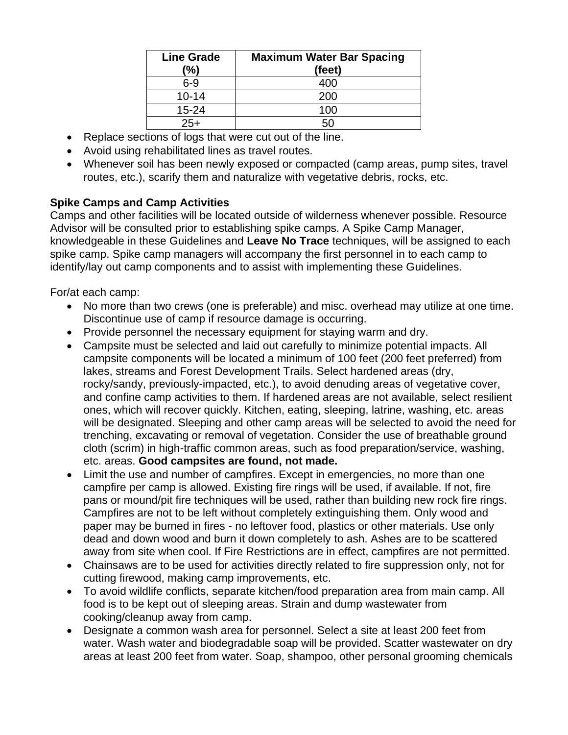| Line Grade (%) | Maximum Water Bar Spacing (feet) |
|---|---|
| 6-9 | 400 |
| 10-14 | 200 |
| 15-24 | 100 |
| 25+ | 50 |

- Replace sections of logs that were cut out of the line.
- Avoid using rehabilitated lines as travel routes.
- Whenever soil has been newly exposed or compacted (camp areas, pump sites, travel routes, etc.), scarify them and naturalize with vegetative debris, rocks, etc.

**Spike Camps and Camp Activities**

Camps and other facilities will be located outside of wilderness whenever possible. Resource Advisor will be consulted prior to establishing spike camps. A Spike Camp Manager, knowledgeable in these Guidelines and **Leave No Trace** techniques, will be assigned to each spike camp. Spike camp managers will accompany the first personnel in to each camp to identify/lay out camp components and to assist with implementing these Guidelines.

For/at each camp:

- No more than two crews (one is preferable) and misc. overhead may utilize at one time. Discontinue use of camp if resource damage is occurring.
- Provide personnel the necessary equipment for staying warm and dry.
- Campsite must be selected and laid out carefully to minimize potential impacts. All campsite components will be located a minimum of 100 feet (200 feet preferred) from lakes, streams and Forest Development Trails. Select hardened areas (dry, rocky/sandy, previously-impacted, etc.), to avoid denuding areas of vegetative cover, and confine camp activities to them. If hardened areas are not available, select resilient ones, which will recover quickly. Kitchen, eating, sleeping, latrine, washing, etc. areas will be designated. Sleeping and other camp areas will be selected to avoid the need for trenching, excavating or removal of vegetation. Consider the use of breathable ground cloth (scrim) in high-traffic common areas, such as food preparation/service, washing, etc. areas. **Good campsites are found, not made.**
- Limit the use and number of campfires. Except in emergencies, no more than one campfire per camp is allowed. Existing fire rings will be used, if available. If not, fire pans or mound/pit fire techniques will be used, rather than building new rock fire rings. Campfires are not to be left without completely extinguishing them. Only wood and paper may be burned in fires - no leftover food, plastics or other materials. Use only dead and down wood and burn it down completely to ash. Ashes are to be scattered away from site when cool. If Fire Restrictions are in effect, campfires are not permitted.
- Chainsaws are to be used for activities directly related to fire suppression only, not for cutting firewood, making camp improvements, etc.
- To avoid wildlife conflicts, separate kitchen/food preparation area from main camp. All food is to be kept out of sleeping areas. Strain and dump wastewater from cooking/cleanup away from camp.
- Designate a common wash area for personnel. Select a site at least 200 feet from water. Wash water and biodegradable soap will be provided. Scatter wastewater on dry areas at least 200 feet from water. Soap, shampoo, other personal grooming chemicals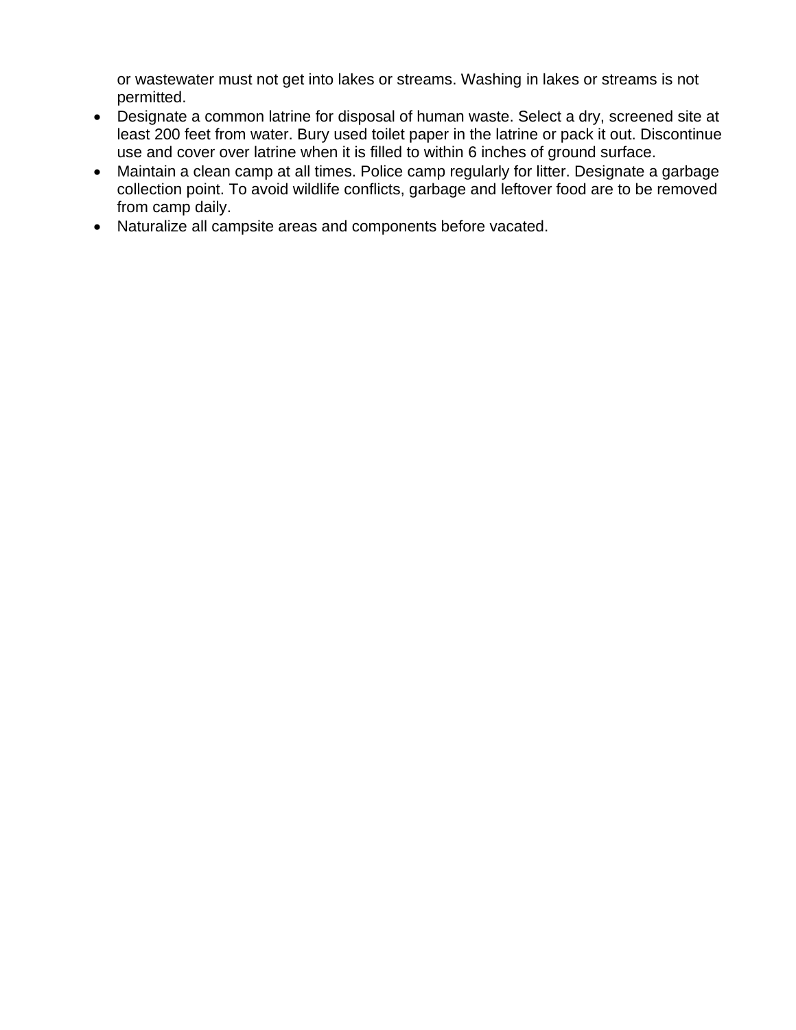or wastewater must not get into lakes or streams. Washing in lakes or streams is not permitted.

- Designate a common latrine for disposal of human waste. Select a dry, screened site at least 200 feet from water. Bury used toilet paper in the latrine or pack it out. Discontinue use and cover over latrine when it is filled to within 6 inches of ground surface.
- Maintain a clean camp at all times. Police camp regularly for litter. Designate a garbage collection point. To avoid wildlife conflicts, garbage and leftover food are to be removed from camp daily.
- Naturalize all campsite areas and components before vacated.